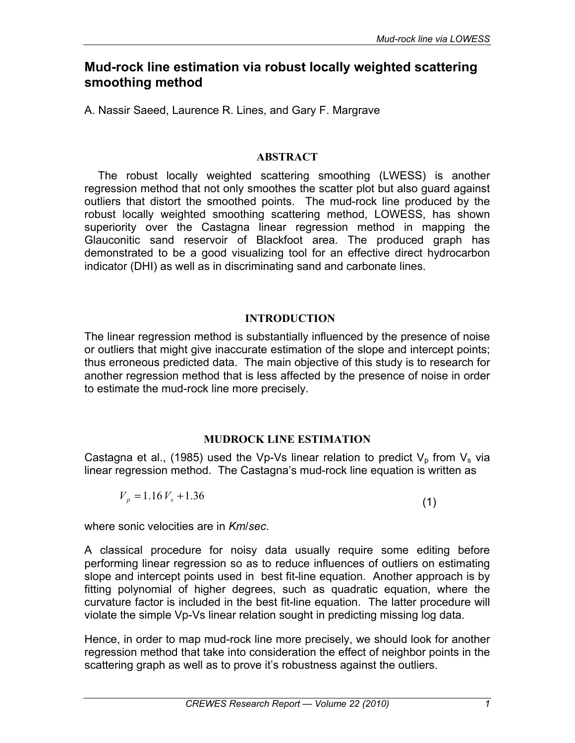# Mud-rock line estimation via robust locally weighted scattering smoothing method

A. Nassir Saeed, Laurence R. Lines, and Gary F. Margrave

## ABSTRACT

The robust locally weighted scattering smoothing (LWESS) is another regression method that not only smoothes the scatter plot but also guard against outliers that distort the smoothed points. The mud-rock line produced by the robust locally weighted smoothing scattering method, LOWESS, has shown superiority over the Castagna linear regression method in mapping the Glauconitic sand reservoir of Blackfoot area. The produced graph has demonstrated to be a good visualizing tool for an effective direct hydrocarbon indicator (DHI) as well as in discriminating sand and carbonate lines.

## INTRODUCTION

The linear regression method is substantially influenced by the presence of noise or outliers that might give inaccurate estimation of the slope and intercept points; thus erroneous predicted data. The main objective of this study is to research for another regression method that is less affected by the presence of noise in order to estimate the mud-rock line more precisely.

## MUDROCK LINE ESTIMATION

Castagna et al., (1985) used the Vp-Vs linear relation to predict $V_p$ from $V_s$ via linear regression method. The Castagna's mud-rock line equation is written as

$$V_p = 1.16 V_s + 1.36 \tag{1}$$

where sonic velocities are in *Km*/*sec*.

A classical procedure for noisy data usually require some editing before performing linear regression so as to reduce influences of outliers on estimating slope and intercept points used in best fit-line equation. Another approach is by fitting polynomial of higher degrees, such as quadratic equation, where the curvature factor is included in the best fit-line equation. The latter procedure will violate the simple Vp-Vs linear relation sought in predicting missing log data.

Hence, in order to map mud-rock line more precisely, we should look for another regression method that take into consideration the effect of neighbor points in the scattering graph as well as to prove it's robustness against the outliers.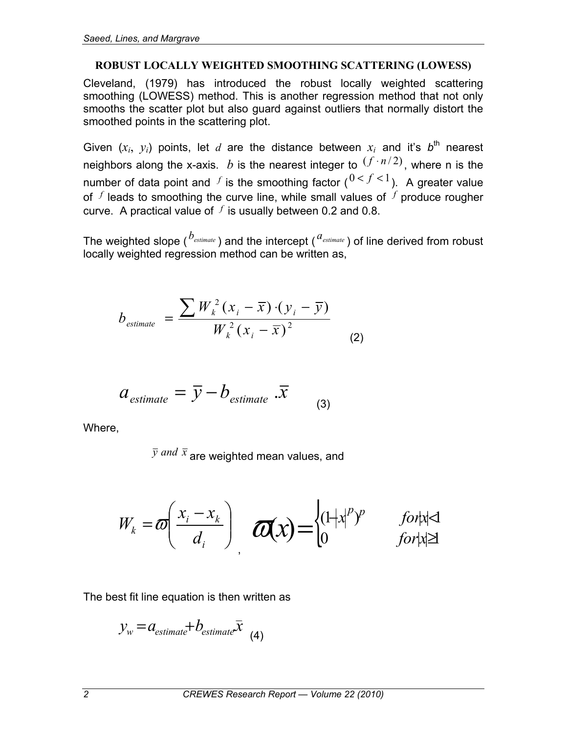### ROBUST LOCALLY WEIGHTED SMOOTHING SCATTERING (LOWESS)

Cleveland, (1979) has introduced the robust locally weighted scattering smoothing (LOWESS) method. This is another regression method that not only smooths the scatter plot but also guard against outliers that normally distort the smoothed points in the scattering plot.

Given ($x_i$, $y_i$) points, let $d$ are the distance between $x_i$ and it's $b^{th}$ nearest neighbors along the x-axis. $b$ is the nearest integer to $(f \cdot n/2)$, where n is the number of data point and $f$ is the smoothing factor ($0 < f < 1$). A greater value of $f$ leads to smoothing the curve line, while small values of $f$ produce rougher curve. A practical value of $f$ is usually between 0.2 and 0.8.

The weighted slope ($b_{estimate}$) and the intercept ($a_{estimate}$) of line derived from robust locally weighted regression method can be written as,

$$b_{estimate} = \frac{\sum W_k^2 (x_i - \bar{x}) \cdot (y_i - \bar{y})}{W_k^2 (x_i - \bar{x})^2} \quad (2)$$

$$a_{estimate} = \bar{y} - b_{estimate} \ .\bar{x} \quad (3)$$

Where,

$\bar{y}$ *and* $\bar{x}$ are weighted mean values, and

$$W_k = \varpi\left(\frac{x_i - x_k}{d_i}\right), \quad \varpi(x) = \begin{cases} (1-|x|^p)^p & for|x|<1 \\ 0 & for|x|\geq 1 \end{cases}$$

The best fit line equation is then written as

$$y_w = a_{estimate} + b_{estimate}\bar{x} \quad (4)$$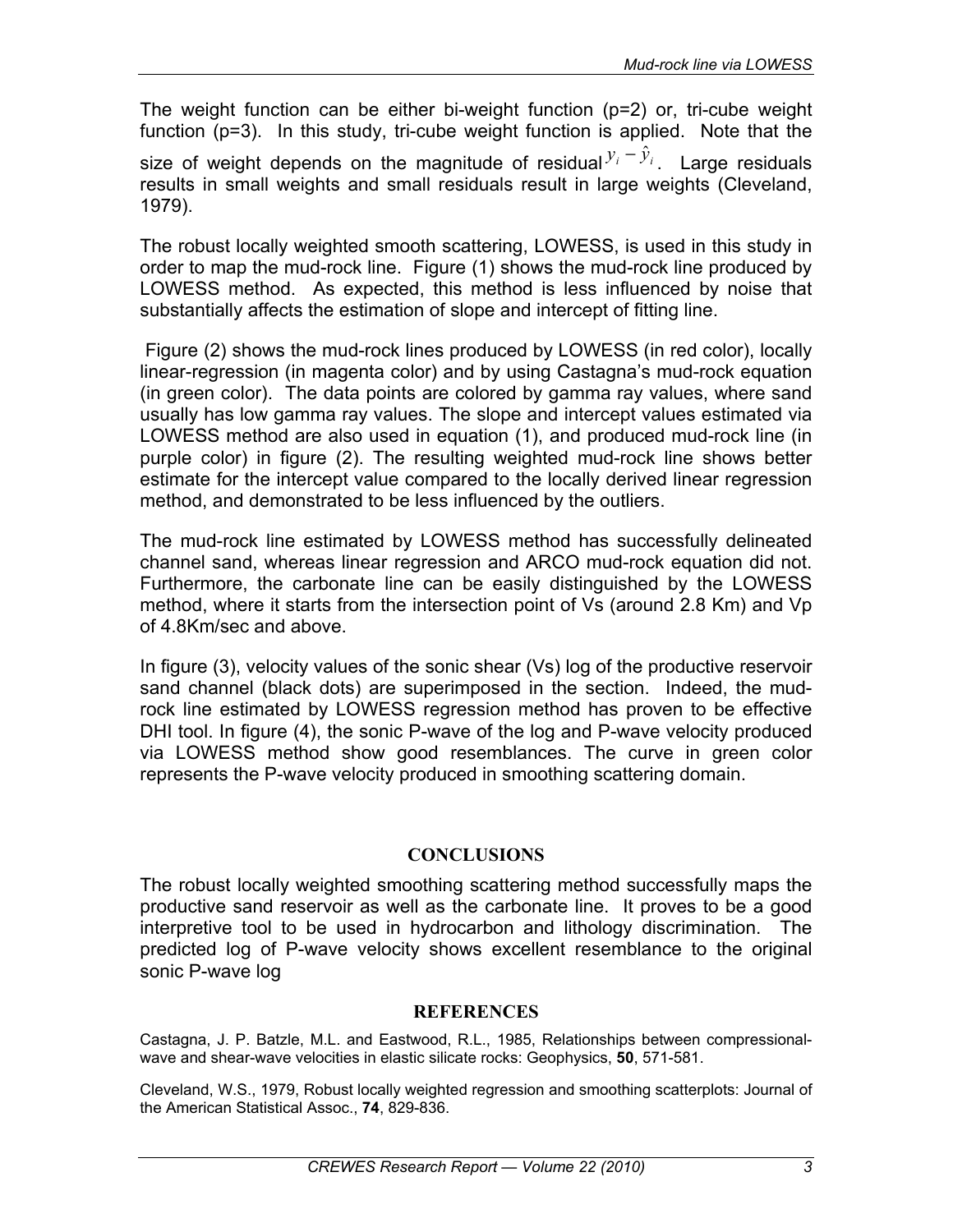The weight function can be either bi-weight function (p=2) or, tri-cube weight function (p=3). In this study, tri-cube weight function is applied. Note that the size of weight depends on the magnitude of residual $y_i - \hat{y}_i$. Large residuals results in small weights and small residuals result in large weights (Cleveland, 1979).

The robust locally weighted smooth scattering, LOWESS, is used in this study in order to map the mud-rock line. Figure (1) shows the mud-rock line produced by LOWESS method. As expected, this method is less influenced by noise that substantially affects the estimation of slope and intercept of fitting line.

Figure (2) shows the mud-rock lines produced by LOWESS (in red color), locally linear-regression (in magenta color) and by using Castagna's mud-rock equation (in green color). The data points are colored by gamma ray values, where sand usually has low gamma ray values. The slope and intercept values estimated via LOWESS method are also used in equation (1), and produced mud-rock line (in purple color) in figure (2). The resulting weighted mud-rock line shows better estimate for the intercept value compared to the locally derived linear regression method, and demonstrated to be less influenced by the outliers.

The mud-rock line estimated by LOWESS method has successfully delineated channel sand, whereas linear regression and ARCO mud-rock equation did not. Furthermore, the carbonate line can be easily distinguished by the LOWESS method, where it starts from the intersection point of Vs (around 2.8 Km) and Vp of 4.8Km/sec and above.

In figure (3), velocity values of the sonic shear (Vs) log of the productive reservoir sand channel (black dots) are superimposed in the section. Indeed, the mud-rock line estimated by LOWESS regression method has proven to be effective DHI tool. In figure (4), the sonic P-wave of the log and P-wave velocity produced via LOWESS method show good resemblances. The curve in green color represents the P-wave velocity produced in smoothing scattering domain.

## CONCLUSIONS

The robust locally weighted smoothing scattering method successfully maps the productive sand reservoir as well as the carbonate line. It proves to be a good interpretive tool to be used in hydrocarbon and lithology discrimination. The predicted log of P-wave velocity shows excellent resemblance to the original sonic P-wave log

## REFERENCES

Castagna, J. P. Batzle, M.L. and Eastwood, R.L., 1985, Relationships between compressional-wave and shear-wave velocities in elastic silicate rocks: Geophysics, **50**, 571-581.

Cleveland, W.S., 1979, Robust locally weighted regression and smoothing scatterplots: Journal of the American Statistical Assoc., **74**, 829-836.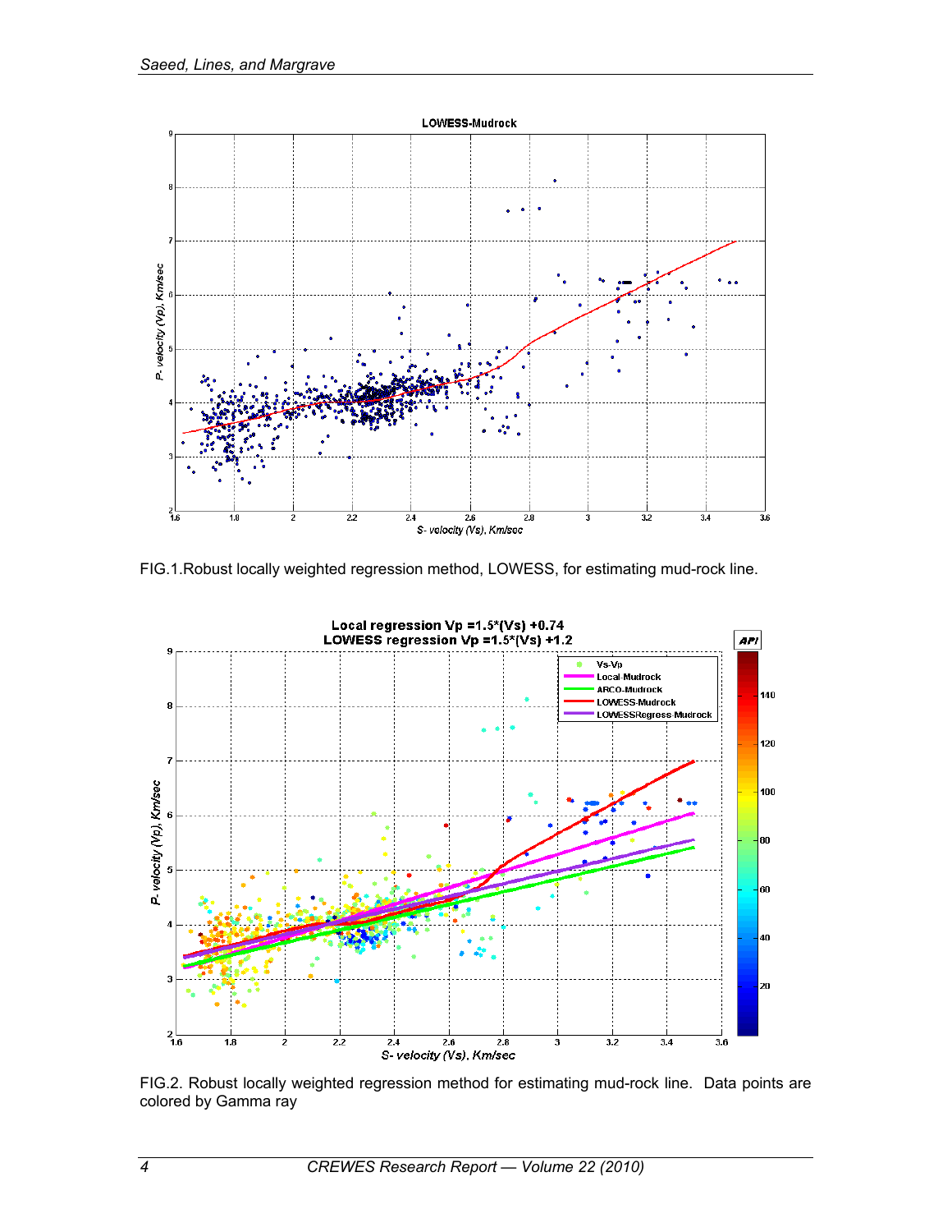FIG.1.Robust locally weighted regression method, LOWESS, for estimating mud-rock line.

FIG.2. Robust locally weighted regression method for estimating mud-rock line. Data points are colored by Gamma ray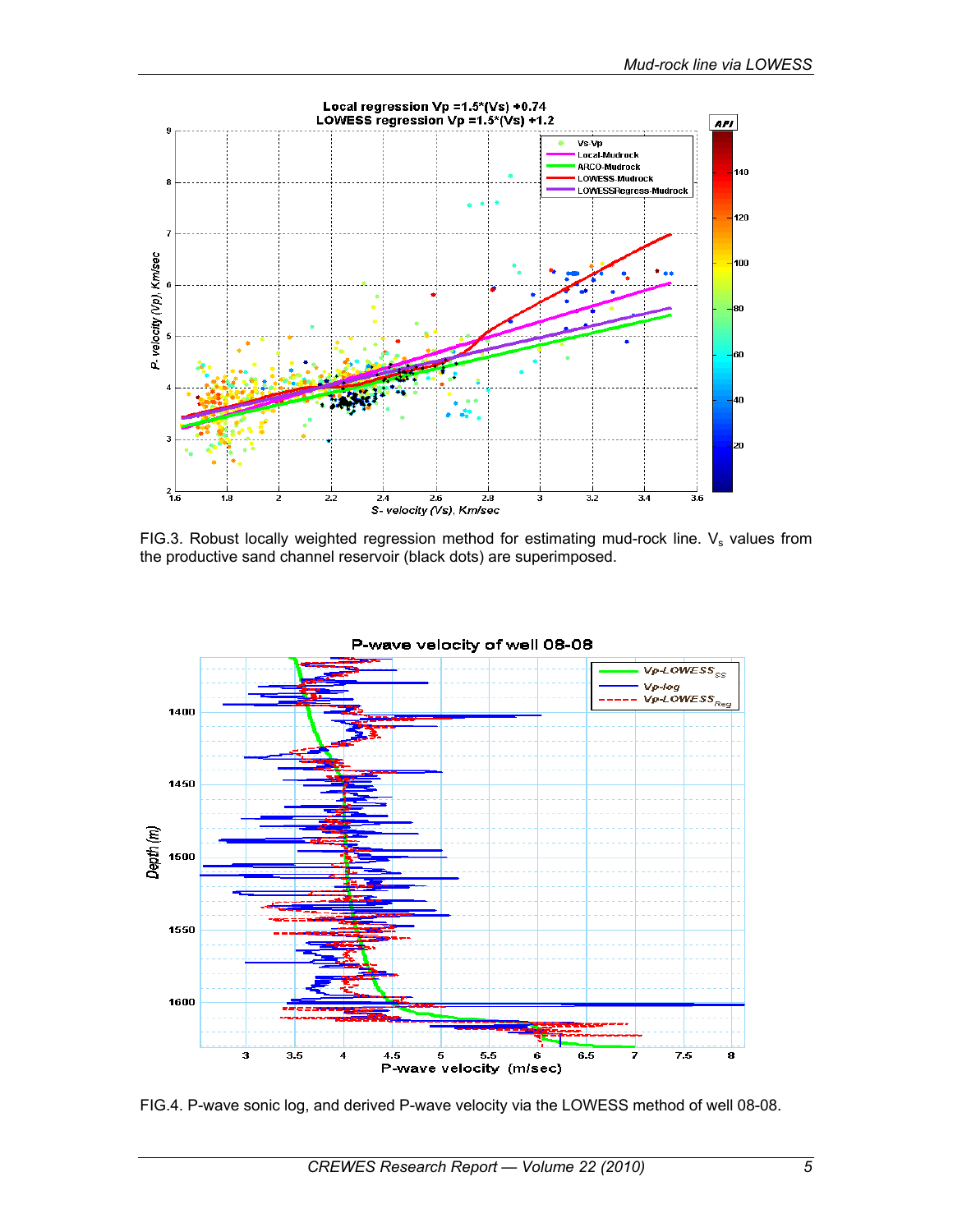Local regression Vp =1.5*(Vs) +0.74
LOWESS regression Vp =1.5*(Vs) +1.2

P- velocity (Vp), Km/sec

S- velocity (Vs), Km/sec

Vs-Vp
Local-Mudrock
ARCO-Mudrock
LOWESS-Mudrock
LOWESSRegress-Mudrock

AFI

FIG.3. Robust locally weighted regression method for estimating mud-rock line. $V_s$ values from the productive sand channel reservoir (black dots) are superimposed.

P-wave velocity of well 08-08

Depth (m)

P-wave velocity (m/sec)

$Vp\text{-}LOWESS_{SS}$
Vp-log
$Vp\text{-}LOWESS_{Reg}$

FIG.4. P-wave sonic log, and derived P-wave velocity via the LOWESS method of well 08-08.